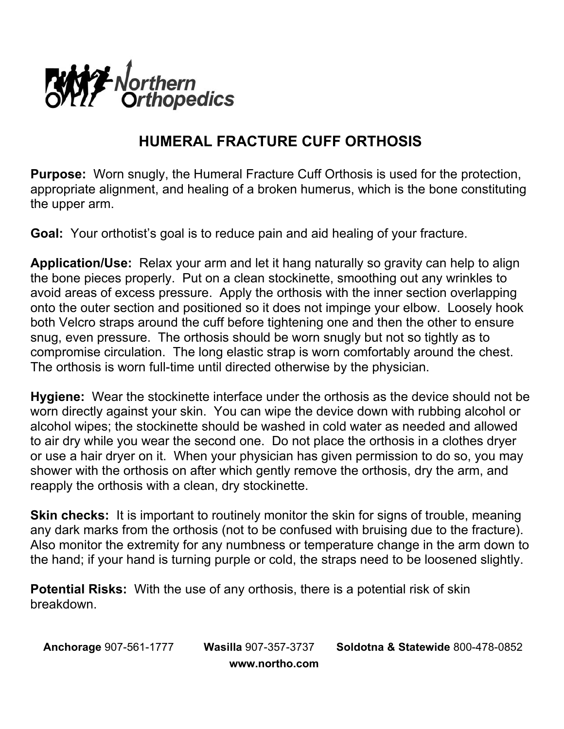Northern Orthopedics

# HUMERAL FRACTURE CUFF ORTHOSIS

**Purpose:** Worn snugly, the Humeral Fracture Cuff Orthosis is used for the protection, appropriate alignment, and healing of a broken humerus, which is the bone constituting the upper arm.

**Goal:** Your orthotist's goal is to reduce pain and aid healing of your fracture.

**Application/Use:** Relax your arm and let it hang naturally so gravity can help to align the bone pieces properly. Put on a clean stockinette, smoothing out any wrinkles to avoid areas of excess pressure. Apply the orthosis with the inner section overlapping onto the outer section and positioned so it does not impinge your elbow. Loosely hook both Velcro straps around the cuff before tightening one and then the other to ensure snug, even pressure. The orthosis should be worn snugly but not so tightly as to compromise circulation. The long elastic strap is worn comfortably around the chest. The orthosis is worn full-time until directed otherwise by the physician.

**Hygiene:** Wear the stockinette interface under the orthosis as the device should not be worn directly against your skin. You can wipe the device down with rubbing alcohol or alcohol wipes; the stockinette should be washed in cold water as needed and allowed to air dry while you wear the second one. Do not place the orthosis in a clothes dryer or use a hair dryer on it. When your physician has given permission to do so, you may shower with the orthosis on after which gently remove the orthosis, dry the arm, and reapply the orthosis with a clean, dry stockinette.

**Skin checks:** It is important to routinely monitor the skin for signs of trouble, meaning any dark marks from the orthosis (not to be confused with bruising due to the fracture). Also monitor the extremity for any numbness or temperature change in the arm down to the hand; if your hand is turning purple or cold, the straps need to be loosened slightly.

**Potential Risks:** With the use of any orthosis, there is a potential risk of skin breakdown.

**Anchorage** 907-561-1777 **Wasilla** 907-357-3737 **Soldotna & Statewide** 800-478-0852
**www.northo.com**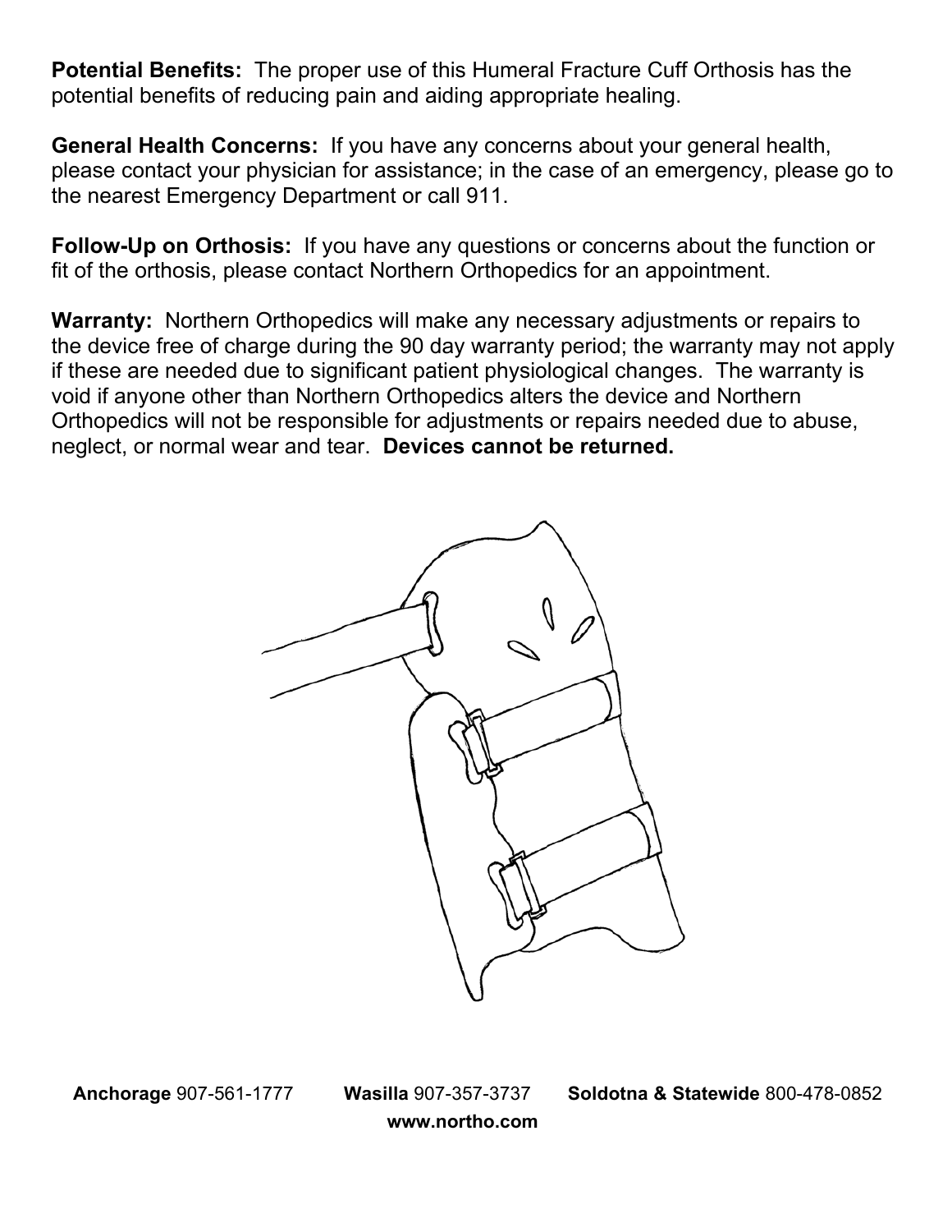**Potential Benefits:** The proper use of this Humeral Fracture Cuff Orthosis has the potential benefits of reducing pain and aiding appropriate healing.

**General Health Concerns:** If you have any concerns about your general health, please contact your physician for assistance; in the case of an emergency, please go to the nearest Emergency Department or call 911.

**Follow-Up on Orthosis:** If you have any questions or concerns about the function or fit of the orthosis, please contact Northern Orthopedics for an appointment.

**Warranty:** Northern Orthopedics will make any necessary adjustments or repairs to the device free of charge during the 90 day warranty period; the warranty may not apply if these are needed due to significant patient physiological changes. The warranty is void if anyone other than Northern Orthopedics alters the device and Northern Orthopedics will not be responsible for adjustments or repairs needed due to abuse, neglect, or normal wear and tear. **Devices cannot be returned.**

**Anchorage** 907-561-1777 **Wasilla** 907-357-3737 **Soldotna & Statewide** 800-478-0852

**www.northo.com**